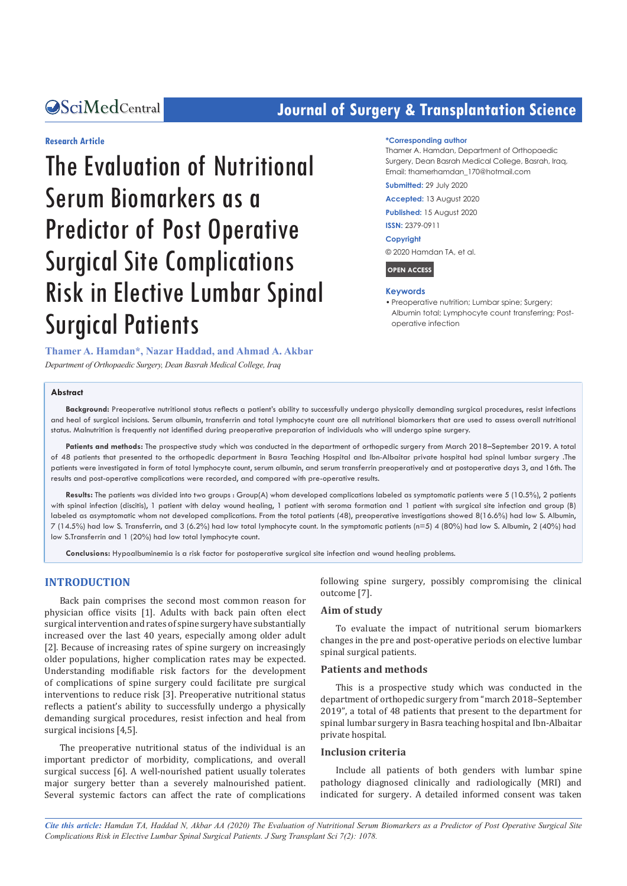Research Article

# The Evaluation of Nutritional Serum Biomarkers as a Predictor of Post Operative Surgical Site Complications Risk in Elective Lumbar Spinal Surgical Patients

**Thamer A. Hamdan\*, Nazar Haddad, and Ahmad A. Akbar**

*Department of Orthopaedic Surgery, Dean Basrah Medical College, Iraq*

**\*Corresponding author**

Thamer A. Hamdan, Department of Orthopaedic Surgery, Dean Basrah Medical College, Basrah, Iraq, Email: thamerhamdan_170@hotmail.com

**Submitted:** 29 July 2020

**Accepted:** 13 August 2020

**Published:** 15 August 2020

**ISSN:** 2379-0911

**Copyright**

© 2020 Hamdan TA, et al.

**OPEN ACCESS**

**Keywords**

- Preoperative nutrition; Lumbar spine; Surgery; Albumin total; Lymphocyte count transferring; Post-operative infection

## Abstract

**Background:** Preoperative nutritional status reflects a patient's ability to successfully undergo physically demanding surgical procedures, resist infections and heal of surgical incisions. Serum albumin, transferrin and total lymphocyte count are all nutritional biomarkers that are used to assess overall nutritional status. Malnutrition is frequently not identified during preoperative preparation of individuals who will undergo spine surgery.

**Patients and methods:** The prospective study which was conducted in the department of orthopedic surgery from March 2018–September 2019. A total of 48 patients that presented to the orthopedic department in Basra Teaching Hospital and Ibn-Albaitar private hospital had spinal lumbar surgery .The patients were investigated in form of total lymphocyte count, serum albumin, and serum transferrin preoperatively and at postoperative days 3, and 16th. The results and post-operative complications were recorded, and compared with pre-operative results.

**Results:** The patients was divided into two groups : Group(A) whom developed complications labeled as symptomatic patients were 5 (10.5%), 2 patients with spinal infection (discitis), 1 patient with delay wound healing, 1 patient with seroma formation and 1 patient with surgical site infection and group (B) labeled as asymptomatic whom not developed complications. From the total patients (48), preoperative investigations showed 8(16.6%) had low S. Albumin, 7 (14.5%) had low S. Transferrin, and 3 (6.2%) had low total lymphocyte count. In the symptomatic patients (n=5) 4 (80%) had low S. Albumin, 2 (40%) had low S.Transferrin and 1 (20%) had low total lymphocyte count.

**Conclusions:** Hypoalbuminemia is a risk factor for postoperative surgical site infection and wound healing problems.

## INTRODUCTION

Back pain comprises the second most common reason for physician office visits [1]. Adults with back pain often elect surgical intervention and rates of spine surgery have substantially increased over the last 40 years, especially among older adult [2]. Because of increasing rates of spine surgery on increasingly older populations, higher complication rates may be expected. Understanding modifiable risk factors for the development of complications of spine surgery could facilitate pre surgical interventions to reduce risk [3]. Preoperative nutritional status reflects a patient's ability to successfully undergo a physically demanding surgical procedures, resist infection and heal from surgical incisions [4,5].

The preoperative nutritional status of the individual is an important predictor of morbidity, complications, and overall surgical success [6]. A well-nourished patient usually tolerates major surgery better than a severely malnourished patient. Several systemic factors can affect the rate of complications following spine surgery, possibly compromising the clinical outcome [7].

### Aim of study

To evaluate the impact of nutritional serum biomarkers changes in the pre and post-operative periods on elective lumbar spinal surgical patients.

### Patients and methods

This is a prospective study which was conducted in the department of orthopedic surgery from "march 2018–September 2019", a total of 48 patients that present to the department for spinal lumbar surgery in Basra teaching hospital and Ibn-Albaitar private hospital.

### Inclusion criteria

Include all patients of both genders with lumbar spine pathology diagnosed clinically and radiologically (MRI) and indicated for surgery. A detailed informed consent was taken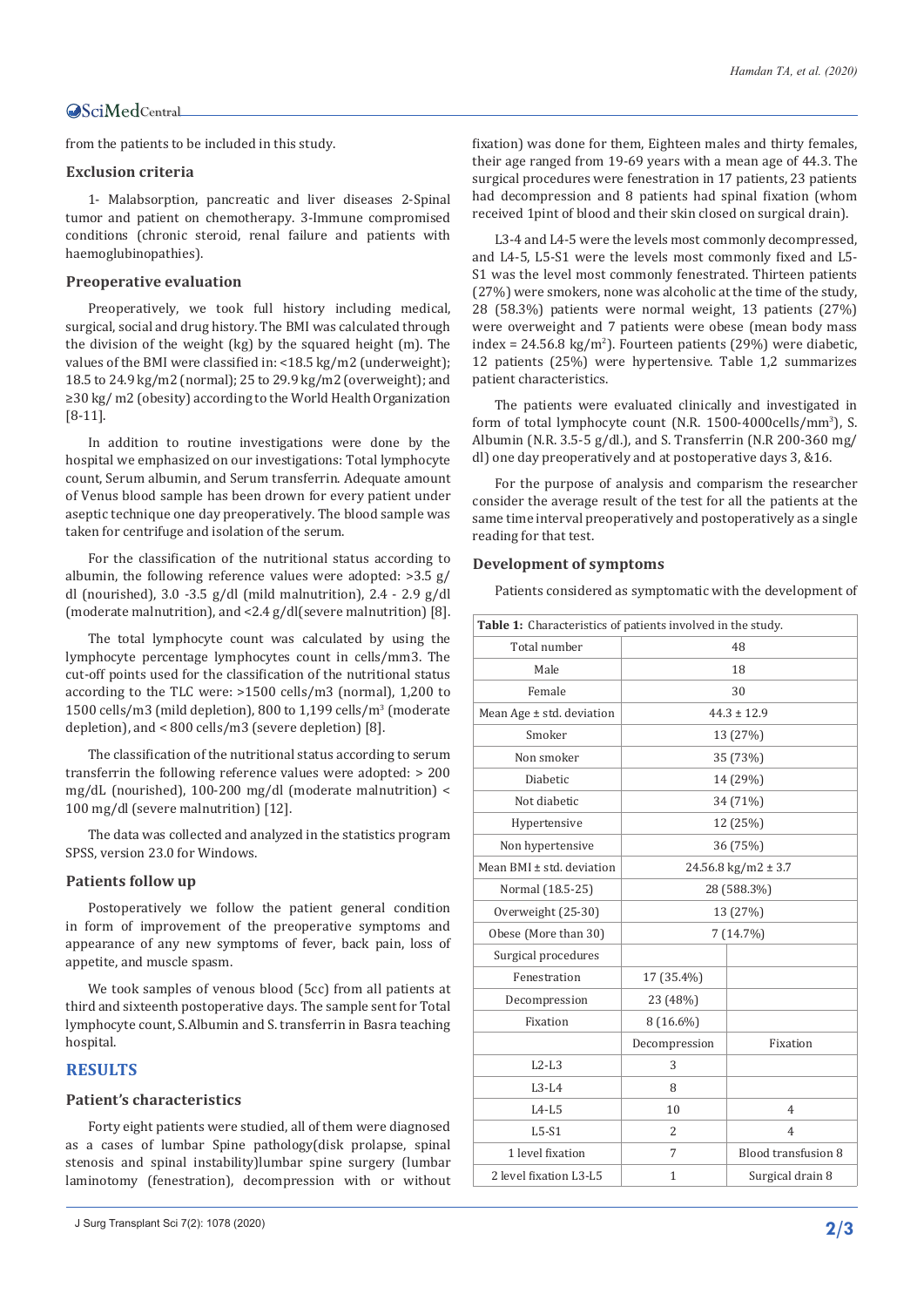from the patients to be included in this study.

### Exclusion criteria

1- Malabsorption, pancreatic and liver diseases 2-Spinal tumor and patient on chemotherapy. 3-Immune compromised conditions (chronic steroid, renal failure and patients with haemoglubinopathies).

### Preoperative evaluation

Preoperatively, we took full history including medical, surgical, social and drug history. The BMI was calculated through the division of the weight (kg) by the squared height (m). The values of the BMI were classified in: <18.5 kg/m2 (underweight); 18.5 to 24.9 kg/m2 (normal); 25 to 29.9 kg/m2 (overweight); and ≥30 kg/ m2 (obesity) according to the World Health Organization [8-11].

In addition to routine investigations were done by the hospital we emphasized on our investigations: Total lymphocyte count, Serum albumin, and Serum transferrin. Adequate amount of Venus blood sample has been drawn for every patient under aseptic technique one day preoperatively. The blood sample was taken for centrifuge and isolation of the serum.

For the classification of the nutritional status according to albumin, the following reference values were adopted: >3.5 g/dl (nourished), 3.0 -3.5 g/dl (mild malnutrition), 2.4 - 2.9 g/dl (moderate malnutrition), and <2.4 g/dl(severe malnutrition) [8].

The total lymphocyte count was calculated by using the lymphocyte percentage lymphocytes count in cells/mm3. The cut-off points used for the classification of the nutritional status according to the TLC were: >1500 cells/m3 (normal), 1,200 to 1500 cells/m3 (mild depletion), 800 to 1,199 cells/$m^3$ (moderate depletion), and < 800 cells/m3 (severe depletion) [8].

The classification of the nutritional status according to serum transferrin the following reference values were adopted: > 200 mg/dL (nourished), 100-200 mg/dl (moderate malnutrition) < 100 mg/dl (severe malnutrition) [12].

The data was collected and analyzed in the statistics program SPSS, version 23.0 for Windows.

### Patients follow up

Postoperatively we follow the patient general condition in form of improvement of the preoperative symptoms and appearance of any new symptoms of fever, back pain, loss of appetite, and muscle spasm.

We took samples of venous blood (5cc) from all patients at third and sixteenth postoperative days. The sample sent for Total lymphocyte count, S.Albumin and S. transferrin in Basra teaching hospital.

## RESULTS

### Patient's characteristics

Forty eight patients were studied, all of them were diagnosed as a cases of lumbar Spine pathology(disk prolapse, spinal stenosis and spinal instability)lumbar spine surgery (lumbar laminotomy (fenestration), decompression with or without fixation) was done for them, Eighteen males and thirty females, their age ranged from 19-69 years with a mean age of 44.3. The surgical procedures were fenestration in 17 patients, 23 patients had decompression and 8 patients had spinal fixation (whom received 1pint of blood and their skin closed on surgical drain).

L3-4 and L4-5 were the levels most commonly decompressed, and L4-5, L5-S1 were the levels most commonly fixed and L5-S1 was the level most commonly fenestrated. Thirteen patients (27%) were smokers, none was alcoholic at the time of the study, 28 (58.3%) patients were normal weight, 13 patients (27%) were overweight and 7 patients were obese (mean body mass index = 24.56.8 kg/$m^2$). Fourteen patients (29%) were diabetic, 12 patients (25%) were hypertensive. Table 1,2 summarizes patient characteristics.

The patients were evaluated clinically and investigated in form of total lymphocyte count (N.R. 1500-4000cells/$mm^3$), S. Albumin (N.R. 3.5-5 g/dl.), and S. Transferrin (N.R 200-360 mg/dl) one day preoperatively and at postoperative days 3, &16.

For the purpose of analysis and comparism the researcher consider the average result of the test for all the patients at the same time interval preoperatively and postoperatively as a single reading for that test.

### Development of symptoms

Patients considered as symptomatic with the development of

**Table 1:** Characteristics of patients involved in the study.

| | | |
|---|---|---|
| Total number | 48 | |
| Male | 18 | |
| Female | 30 | |
| Mean Age ± std. deviation | 44.3 ± 12.9 | |
| Smoker | 13 (27%) | |
| Non smoker | 35 (73%) | |
| Diabetic | 14 (29%) | |
| Not diabetic | 34 (71%) | |
| Hypertensive | 12 (25%) | |
| Non hypertensive | 36 (75%) | |
| Mean BMI ± std. deviation | 24.56.8 kg/m2 ± 3.7 | |
| Normal (18.5-25) | 28 (588.3%) | |
| Overweight (25-30) | 13 (27%) | |
| Obese (More than 30) | 7 (14.7%) | |
| Surgical procedures | | |
| Fenestration | 17 (35.4%) | |
| Decompression | 23 (48%) | |
| Fixation | 8 (16.6%) | |
| | Decompression | Fixation |
| L2-L3 | 3 | |
| L3-L4 | 8 | |
| L4-L5 | 10 | 4 |
| L5-S1 | 2 | 4 |
| 1 level fixation | 7 | Blood transfusion 8 |
| 2 level fixation L3-L5 | 1 | Surgical drain 8 |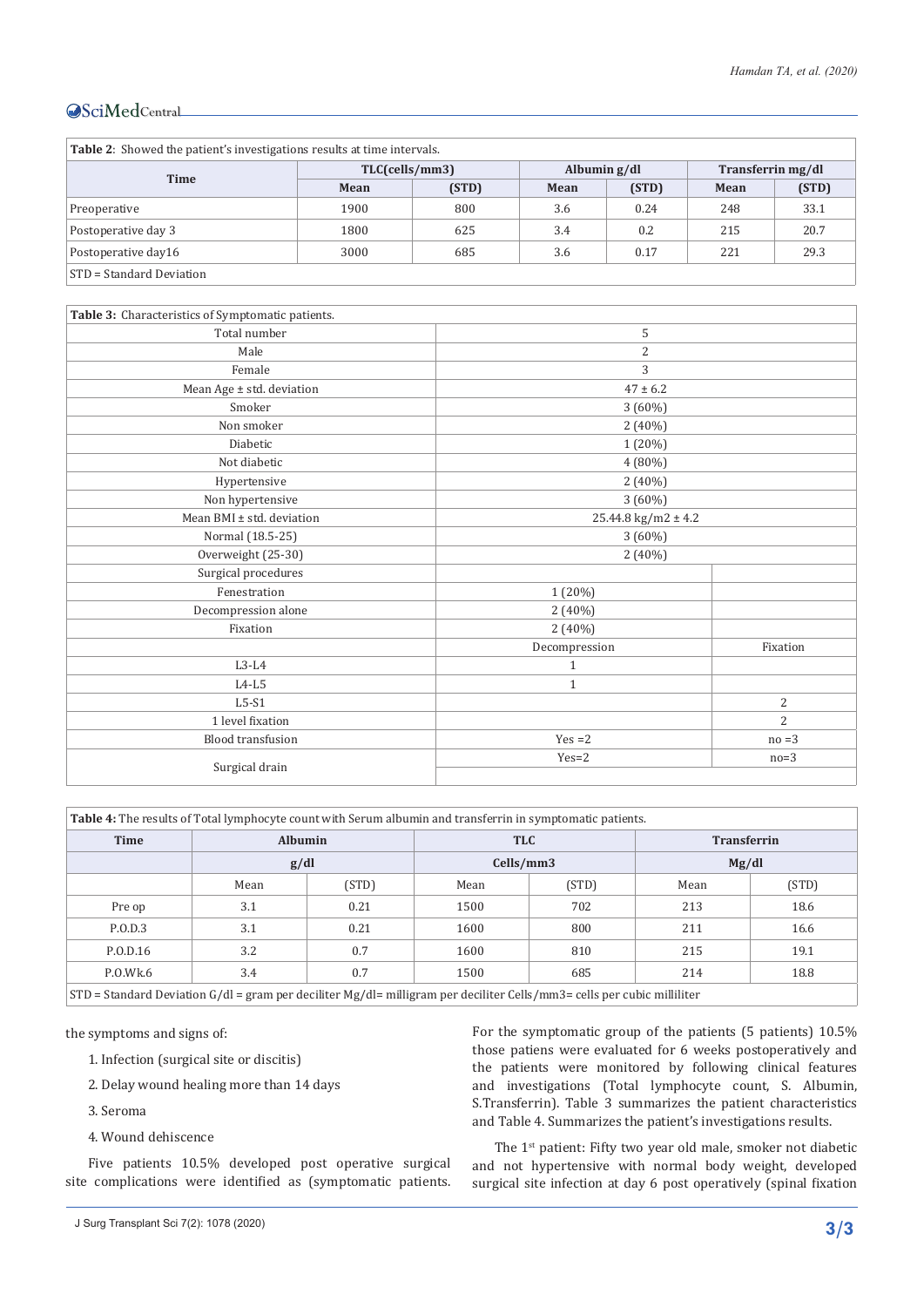**Table 2**: Showed the patient's investigations results at time intervals.

| Time | TLC(cells/mm3) | | Albumin g/dl | | Transferrin mg/dl | |
|---|---|---|---|---|---|---|
| | Mean | (STD) | Mean | (STD) | Mean | (STD) |
| Preoperative | 1900 | 800 | 3.6 | 0.24 | 248 | 33.1 |
| Postoperative day 3 | 1800 | 625 | 3.4 | 0.2 | 215 | 20.7 |
| Postoperative day16 | 3000 | 685 | 3.6 | 0.17 | 221 | 29.3 |

STD = Standard Deviation

**Table 3:** Characteristics of Symptomatic patients.

| | | |
|---|---|---|
| Total number | 5 | |
| Male | 2 | |
| Female | 3 | |
| Mean Age ± std. deviation | 47 ± 6.2 | |
| Smoker | 3 (60%) | |
| Non smoker | 2 (40%) | |
| Diabetic | 1 (20%) | |
| Not diabetic | 4 (80%) | |
| Hypertensive | 2 (40%) | |
| Non hypertensive | 3 (60%) | |
| Mean BMI ± std. deviation | 25.44.8 kg/m2 ± 4.2 | |
| Normal (18.5-25) | 3 (60%) | |
| Overweight (25-30) | 2 (40%) | |
| Surgical procedures | | |
| Fenestration | 1 (20%) | |
| Decompression alone | 2 (40%) | |
| Fixation | 2 (40%) | |
| | Decompression | Fixation |
| L3-L4 | 1 | |
| L4-L5 | 1 | |
| L5-S1 | | 2 |
| 1 level fixation | | 2 |
| Blood transfusion | Yes =2 | no =3 |
| Surgical drain | Yes=2 | no=3 |

**Table 4:** The results of Total lymphocyte count with Serum albumin and transferrin in symptomatic patients.

| Time | Albumin | | TLC | | Transferrin | |
|---|---|---|---|---|---|---|
| | g/dl | | Cells/mm3 | | Mg/dl | |
| | Mean | (STD) | Mean | (STD) | Mean | (STD) |
| Pre op | 3.1 | 0.21 | 1500 | 702 | 213 | 18.6 |
| P.O.D.3 | 3.1 | 0.21 | 1600 | 800 | 211 | 16.6 |
| P.O.D.16 | 3.2 | 0.7 | 1600 | 810 | 215 | 19.1 |
| P.O.Wk.6 | 3.4 | 0.7 | 1500 | 685 | 214 | 18.8 |

STD = Standard Deviation G/dl = gram per deciliter Mg/dl= milligram per deciliter Cells/mm3= cells per cubic milliliter

the symptoms and signs of:

1. Infection (surgical site or discitis)
2. Delay wound healing more than 14 days
3. Seroma
4. Wound dehiscence

Five patients 10.5% developed post operative surgical site complications were identified as (symptomatic patients. For the symptomatic group of the patients (5 patients) 10.5% those patiens were evaluated for 6 weeks postoperatively and the patients were monitored by following clinical features and investigations (Total lymphocyte count, S. Albumin, S.Transferrin). Table 3 summarizes the patient characteristics and Table 4. Summarizes the patient's investigations results.

The 1st patient: Fifty two year old male, smoker not diabetic and not hypertensive with normal body weight, developed surgical site infection at day 6 post operatively (spinal fixation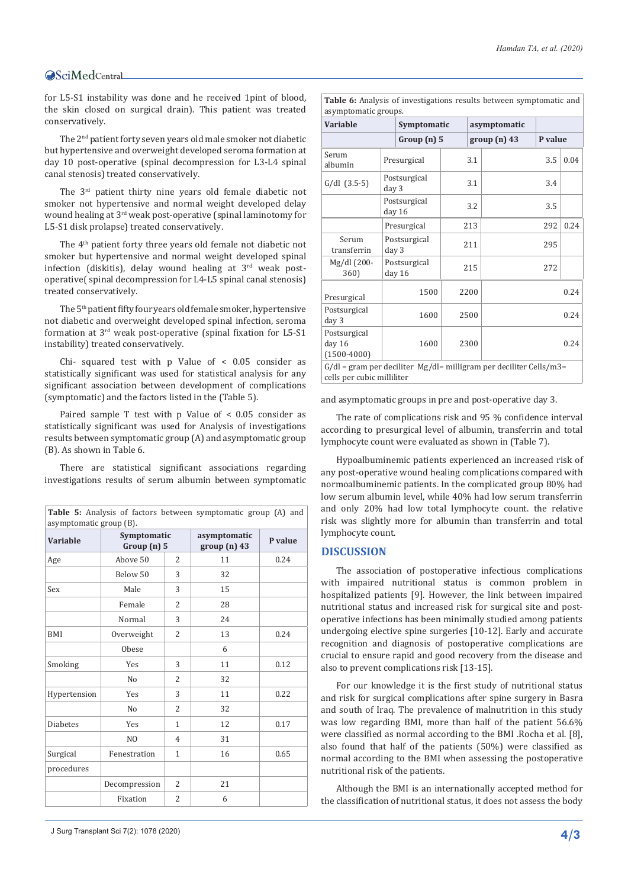for L5-S1 instability was done and he received 1pint of blood, the skin closed on surgical drain). This patient was treated conservatively.

The 2nd patient forty seven years old male smoker not diabetic but hypertensive and overweight developed seroma formation at day 10 post-operative (spinal decompression for L3-L4 spinal canal stenosis) treated conservatively.

The 3rd patient thirty nine years old female diabetic not smoker not hypertensive and normal weight developed delay wound healing at 3rd weak post-operative (spinal laminotomy for L5-S1 disk prolapse) treated conservatively.

The 4th patient forty three years old female not diabetic not smoker but hypertensive and normal weight developed spinal infection (diskitis), delay wound healing at 3rd weak post-operative( spinal decompression for L4-L5 spinal canal stenosis) treated conservatively.

The 5th patient fifty four years old female smoker, hypertensive not diabetic and overweight developed spinal infection, seroma formation at 3rd weak post-operative (spinal fixation for L5-S1 instability) treated conservatively.

Chi- squared test with p Value of < 0.05 consider as statistically significant was used for statistical analysis for any significant association between development of complications (symptomatic) and the factors listed in the (Table 5).

Paired sample T test with p Value of < 0.05 consider as statistically significant was used for Analysis of investigations results between symptomatic group (A) and asymptomatic group (B). As shown in Table 6.

There are statistical significant associations regarding investigations results of serum albumin between symptomatic and asymptomatic groups in pre and post-operative day 3.

**Table 5:** Analysis of factors between symptomatic group (A) and asymptomatic group (B).

| Variable | Symptomatic Group (n) 5 | | asymptomatic group (n) 43 | P value |
|---|---|---|---|---|
| Age | Above 50 | 2 | 11 | 0.24 |
| | Below 50 | 3 | 32 | |
| Sex | Male | 3 | 15 | |
| | Female | 2 | 28 | |
| | Normal | 3 | 24 | |
| BMI | Overweight | 2 | 13 | 0.24 |
| | Obese | | 6 | |
| Smoking | Yes | 3 | 11 | 0.12 |
| | No | 2 | 32 | |
| Hypertension | Yes | 3 | 11 | 0.22 |
| | No | 2 | 32 | |
| Diabetes | Yes | 1 | 12 | 0.17 |
| | NO | 4 | 31 | |
| Surgical procedures | Fenestration | 1 | 16 | 0.65 |
| | Decompression | 2 | 21 | |
| | Fixation | 2 | 6 | |

**Table 6:** Analysis of investigations results between symptomatic and asymptomatic groups.

| Variable | | Symptomatic Group (n) 5 | asymptomatic group (n) 43 | P value |
|---|---|---|---|---|
| Serum albumin G/dl (3.5-5) | Presurgical | 3.1 | 3.5 | 0.04 |
| | Postsurgical day 3 | 3.1 | 3.4 | |
| | Postsurgical day 16 | 3.2 | 3.5 | |
| Serum transferrin Mg/dl (200-360) | Presurgical | 213 | 292 | 0.24 |
| | Postsurgical day 3 | 211 | 295 | |
| | Postsurgical day 16 | 215 | 272 | |
| | Presurgical | 1500 | 2200 | 0.24 |
| | Postsurgical day 3 | 1600 | 2500 | 0.24 |
| | Postsurgical day 16 (1500-4000) | 1600 | 2300 | 0.24 |

G/dl = gram per deciliter Mg/dl= milligram per deciliter Cells/m3= cells per cubic milliliter

The rate of complications risk and 95 % confidence interval according to presurgical level of albumin, transferrin and total lymphocyte count were evaluated as shown in (Table 7).

Hypoalbuminemic patients experienced an increased risk of any post-operative wound healing complications compared with normoalbuminemic patients. In the complicated group 80% had low serum albumin level, while 40% had low serum transferrin and only 20% had low total lymphocyte count. the relative risk was slightly more for albumin than transferrin and total lymphocyte count.

## DISCUSSION

The association of postoperative infectious complications with impaired nutritional status is common problem in hospitalized patients [9]. However, the link between impaired nutritional status and increased risk for surgical site and post-operative infections has been minimally studied among patients undergoing elective spine surgeries [10-12]. Early and accurate recognition and diagnosis of postoperative complications are crucial to ensure rapid and good recovery from the disease and also to prevent complications risk [13-15].

For our knowledge it is the first study of nutritional status and risk for surgical complications after spine surgery in Basra and south of Iraq. The prevalence of malnutrition in this study was low regarding BMI, more than half of the patient 56.6% were classified as normal according to the BMI .Rocha et al. [8], also found that half of the patients (50%) were classified as normal according to the BMI when assessing the postoperative nutritional risk of the patients.

Although the BMI is an internationally accepted method for the classification of nutritional status, it does not assess the body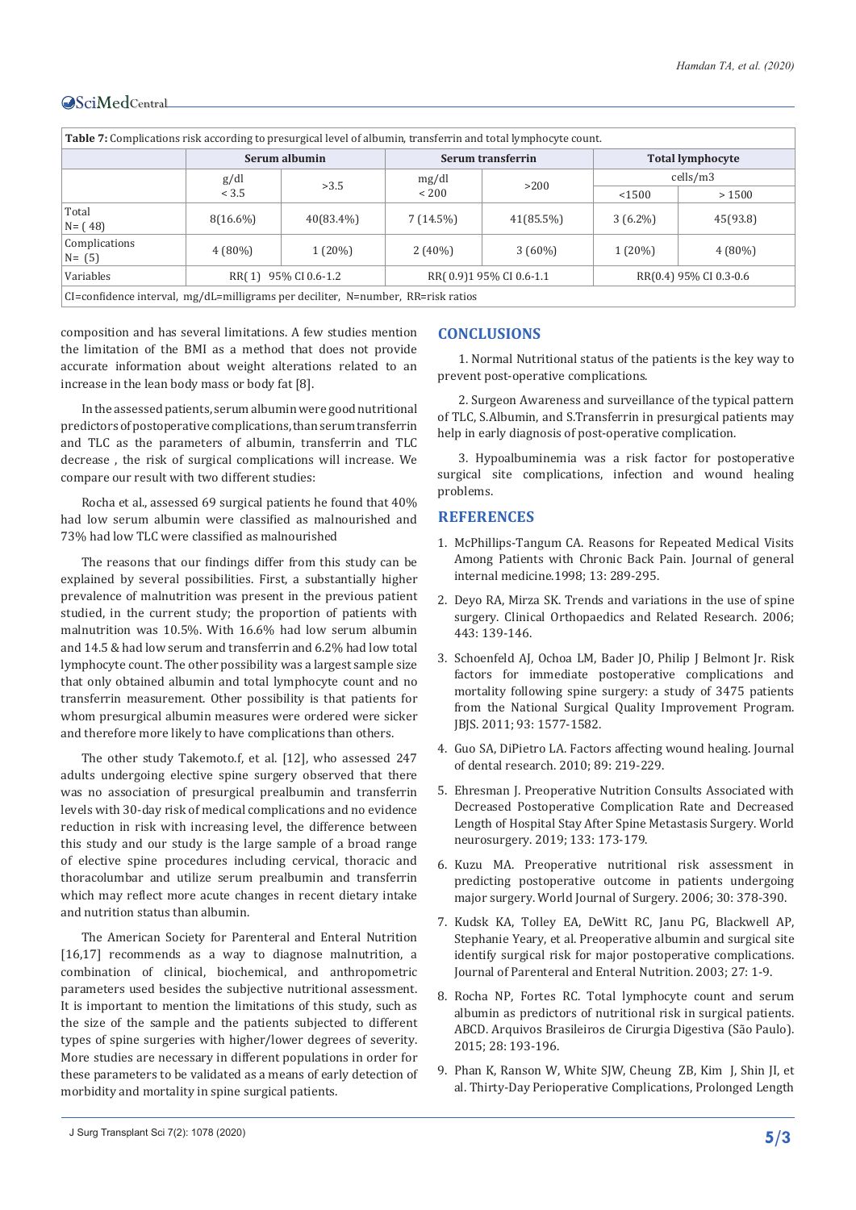**Table 7:** Complications risk according to presurgical level of albumin, transferrin and total lymphocyte count.

| | Serum albumin | | Serum transferrin | | Total lymphocyte | |
|---|---|---|---|---|---|---|
| | g/dl < 3.5 | >3.5 | mg/dl < 200 | >200 | cells/m3 | |
| | | | | | <1500 | > 1500 |
| Total N= ( 48) | 8(16.6%) | 40(83.4%) | 7 (14.5%) | 41(85.5%) | 3 (6.2%) | 45(93.8) |
| Complications N= (5) | 4 (80%) | 1 (20%) | 2 (40%) | 3 (60%) | 1 (20%) | 4 (80%) |
| Variables | RR( 1) 95% CI 0.6-1.2 | | RR( 0.9)1 95% CI 0.6-1.1 | | RR(0.4) 95% CI 0.3-0.6 | |

CI=confidence interval, mg/dL=milligrams per deciliter, N=number, RR=risk ratios

composition and has several limitations. A few studies mention the limitation of the BMI as a method that does not provide accurate information about weight alterations related to an increase in the lean body mass or body fat [8].

In the assessed patients, serum albumin were good nutritional predictors of postoperative complications, than serum transferrin and TLC as the parameters of albumin, transferrin and TLC decrease , the risk of surgical complications will increase. We compare our result with two different studies:

Rocha et al., assessed 69 surgical patients he found that 40% had low serum albumin were classified as malnourished and 73% had low TLC were classified as malnourished

The reasons that our findings differ from this study can be explained by several possibilities. First, a substantially higher prevalence of malnutrition was present in the previous patient studied, in the current study; the proportion of patients with malnutrition was 10.5%. With 16.6% had low serum albumin and 14.5 & had low serum and transferrin and 6.2% had low total lymphocyte count. The other possibility was a largest sample size that only obtained albumin and total lymphocyte count and no transferrin measurement. Other possibility is that patients for whom presurgical albumin measures were ordered were sicker and therefore more likely to have complications than others.

The other study Takemoto.f, et al. [12], who assessed 247 adults undergoing elective spine surgery observed that there was no association of presurgical prealbumin and transferrin levels with 30-day risk of medical complications and no evidence reduction in risk with increasing level, the difference between this study and our study is the large sample of a broad range of elective spine procedures including cervical, thoracic and thoracolumbar and utilize serum prealbumin and transferrin which may reflect more acute changes in recent dietary intake and nutrition status than albumin.

The American Society for Parenteral and Enteral Nutrition [16,17] recommends as a way to diagnose malnutrition, a combination of clinical, biochemical, and anthropometric parameters used besides the subjective nutritional assessment. It is important to mention the limitations of this study, such as the size of the sample and the patients subjected to different types of spine surgeries with higher/lower degrees of severity. More studies are necessary in different populations in order for these parameters to be validated as a means of early detection of morbidity and mortality in spine surgical patients.

## CONCLUSIONS

1. Normal Nutritional status of the patients is the key way to prevent post-operative complications.

2. Surgeon Awareness and surveillance of the typical pattern of TLC, S.Albumin, and S.Transferrin in presurgical patients may help in early diagnosis of post-operative complication.

3. Hypoalbuminemia was a risk factor for postoperative surgical site complications, infection and wound healing problems.

## REFERENCES

1. McPhillips-Tangum CA. Reasons for Repeated Medical Visits Among Patients with Chronic Back Pain. Journal of general internal medicine.1998; 13: 289-295.
2. Deyo RA, Mirza SK. Trends and variations in the use of spine surgery. Clinical Orthopaedics and Related Research. 2006; 443: 139-146.
3. Schoenfeld AJ, Ochoa LM, Bader JO, Philip J Belmont Jr. Risk factors for immediate postoperative complications and mortality following spine surgery: a study of 3475 patients from the National Surgical Quality Improvement Program. JBJS. 2011; 93: 1577-1582.
4. Guo SA, DiPietro LA. Factors affecting wound healing. Journal of dental research. 2010; 89: 219-229.
5. Ehresman J. Preoperative Nutrition Consults Associated with Decreased Postoperative Complication Rate and Decreased Length of Hospital Stay After Spine Metastasis Surgery. World neurosurgery. 2019; 133: 173-179.
6. Kuzu MA. Preoperative nutritional risk assessment in predicting postoperative outcome in patients undergoing major surgery. World Journal of Surgery. 2006; 30: 378-390.
7. Kudsk KA, Tolley EA, DeWitt RC, Janu PG, Blackwell AP, Stephanie Yeary, et al. Preoperative albumin and surgical site identify surgical risk for major postoperative complications. Journal of Parenteral and Enteral Nutrition. 2003; 27: 1-9.
8. Rocha NP, Fortes RC. Total lymphocyte count and serum albumin as predictors of nutritional risk in surgical patients. ABCD. Arquivos Brasileiros de Cirurgia Digestiva (São Paulo). 2015; 28: 193-196.
9. Phan K, Ranson W, White SJW, Cheung ZB, Kim J, Shin JI, et al. Thirty-Day Perioperative Complications, Prolonged Length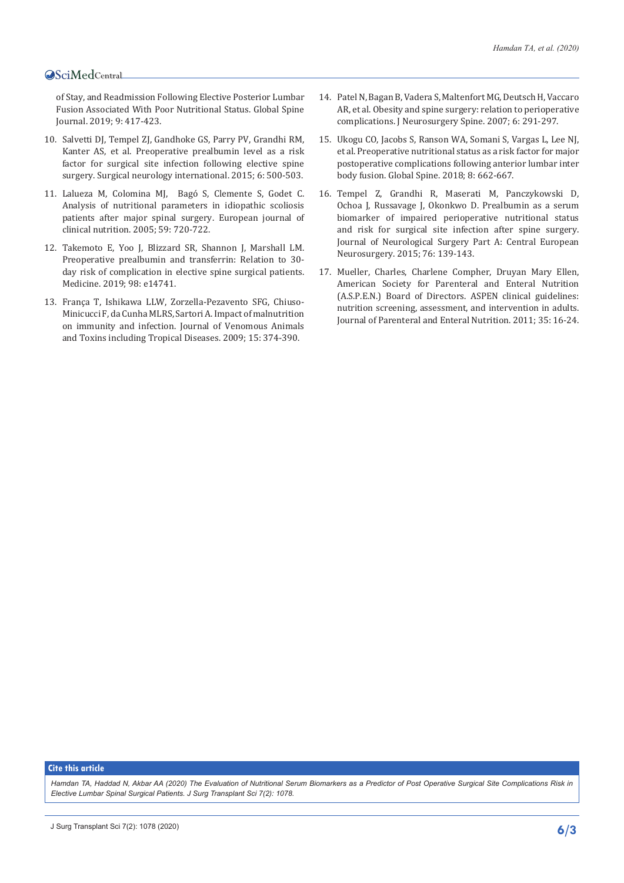of Stay, and Readmission Following Elective Posterior Lumbar Fusion Associated With Poor Nutritional Status. Global Spine Journal. 2019; 9: 417-423.

10. Salvetti DJ, Tempel ZJ, Gandhoke GS, Parry PV, Grandhi RM, Kanter AS, et al. Preoperative prealbumin level as a risk factor for surgical site infection following elective spine surgery. Surgical neurology international. 2015; 6: 500-503.

11. Lalueza M, Colomina MJ, Bagó S, Clemente S, Godet C. Analysis of nutritional parameters in idiopathic scoliosis patients after major spinal surgery. European journal of clinical nutrition. 2005; 59: 720-722.

12. Takemoto E, Yoo J, Blizzard SR, Shannon J, Marshall LM. Preoperative prealbumin and transferrin: Relation to 30-day risk of complication in elective spine surgical patients. Medicine. 2019; 98: e14741.

13. França T, Ishikawa LLW, Zorzella-Pezavento SFG, Chiuso-Minicucci F, da Cunha MLRS, Sartori A. Impact of malnutrition on immunity and infection. Journal of Venomous Animals and Toxins including Tropical Diseases. 2009; 15: 374-390.

14. Patel N, Bagan B, Vadera S, Maltenfort MG, Deutsch H, Vaccaro AR, et al. Obesity and spine surgery: relation to perioperative complications. J Neurosurgery Spine. 2007; 6: 291-297.

15. Ukogu CO, Jacobs S, Ranson WA, Somani S, Vargas L, Lee NJ, et al. Preoperative nutritional status as a risk factor for major postoperative complications following anterior lumbar inter body fusion. Global Spine. 2018; 8: 662-667.

16. Tempel Z, Grandhi R, Maserati M, Panczykowski D, Ochoa J, Russavage J, Okonkwo D. Prealbumin as a serum biomarker of impaired perioperative nutritional status and risk for surgical site infection after spine surgery. Journal of Neurological Surgery Part A: Central European Neurosurgery. 2015; 76: 139-143.

17. Mueller, Charles, Charlene Compher, Druyan Mary Ellen, American Society for Parenteral and Enteral Nutrition (A.S.P.E.N.) Board of Directors. ASPEN clinical guidelines: nutrition screening, assessment, and intervention in adults. Journal of Parenteral and Enteral Nutrition. 2011; 35: 16-24.

**Cite this article**

*Hamdan TA, Haddad N, Akbar AA (2020) The Evaluation of Nutritional Serum Biomarkers as a Predictor of Post Operative Surgical Site Complications Risk in Elective Lumbar Spinal Surgical Patients. J Surg Transplant Sci 7(2): 1078.*